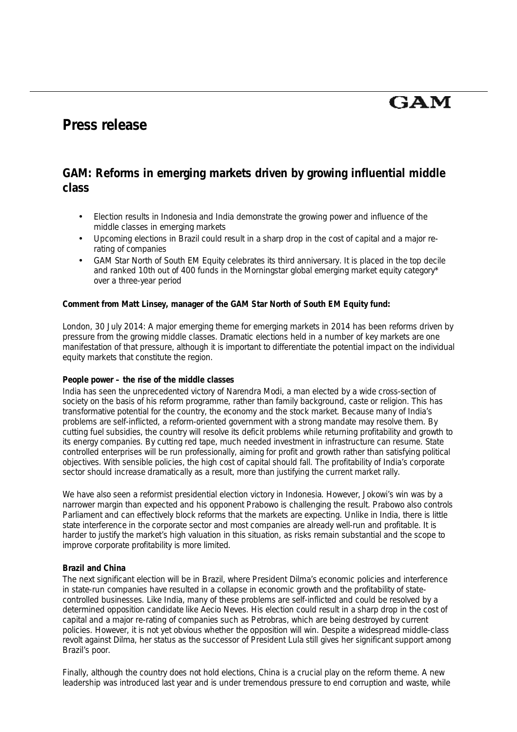GAM

# Press release

## GAM: Reforms in emerging markets driven by growing influential middle class

- Election results in Indonesia and India demonstrate the growing power and influence of the middle classes in emerging markets
- Upcoming elections in Brazil could result in a sharp drop in the cost of capital and a major re-rating of companies
- GAM Star North of South EM Equity celebrates its third anniversary. It is placed in the top decile and ranked 10th out of 400 funds in the Morningstar global emerging market equity category* over a three-year period

**Comment from Matt Linsey, manager of the GAM Star North of South EM Equity fund:**

London, 30 July 2014: A major emerging theme for emerging markets in 2014 has been reforms driven by pressure from the growing middle classes. Dramatic elections held in a number of key markets are one manifestation of that pressure, although it is important to differentiate the potential impact on the individual equity markets that constitute the region.

**People power – the rise of the middle classes**

India has seen the unprecedented victory of Narendra Modi, a man elected by a wide cross-section of society on the basis of his reform programme, rather than family background, caste or religion. This has transformative potential for the country, the economy and the stock market. Because many of India's problems are self-inflicted, a reform-oriented government with a strong mandate may resolve them. By cutting fuel subsidies, the country will resolve its deficit problems while returning profitability and growth to its energy companies. By cutting red tape, much needed investment in infrastructure can resume. State controlled enterprises will be run professionally, aiming for profit and growth rather than satisfying political objectives. With sensible policies, the high cost of capital should fall. The profitability of India's corporate sector should increase dramatically as a result, more than justifying the current market rally.

We have also seen a reformist presidential election victory in Indonesia. However, Jokowi's win was by a narrower margin than expected and his opponent Prabowo is challenging the result. Prabowo also controls Parliament and can effectively block reforms that the markets are expecting. Unlike in India, there is little state interference in the corporate sector and most companies are already well-run and profitable. It is harder to justify the market's high valuation in this situation, as risks remain substantial and the scope to improve corporate profitability is more limited.

**Brazil and China**

The next significant election will be in Brazil, where President Dilma's economic policies and interference in state-run companies have resulted in a collapse in economic growth and the profitability of state-controlled businesses. Like India, many of these problems are self-inflicted and could be resolved by a determined opposition candidate like Aecio Neves. His election could result in a sharp drop in the cost of capital and a major re-rating of companies such as Petrobras, which are being destroyed by current policies. However, it is not yet obvious whether the opposition will win. Despite a widespread middle-class revolt against Dilma, her status as the successor of President Lula still gives her significant support among Brazil's poor.

Finally, although the country does not hold elections, China is a crucial play on the reform theme. A new leadership was introduced last year and is under tremendous pressure to end corruption and waste, while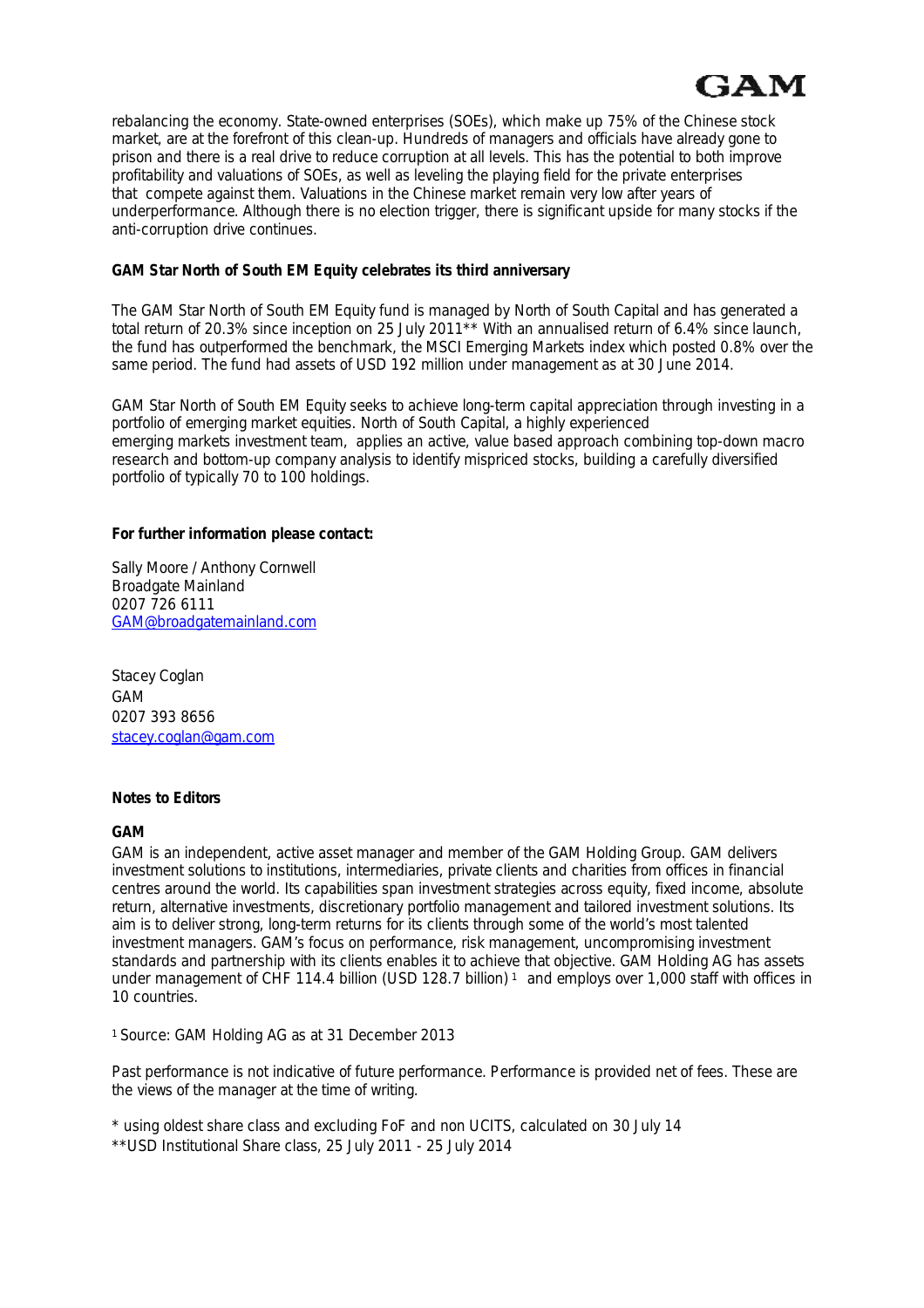rebalancing the economy. State-owned enterprises (SOEs), which make up 75% of the Chinese stock market, are at the forefront of this clean-up. Hundreds of managers and officials have already gone to prison and there is a real drive to reduce corruption at all levels. This has the potential to both improve profitability and valuations of SOEs, as well as leveling the playing field for the private enterprises that compete against them. Valuations in the Chinese market remain very low after years of underperformance. Although there is no election trigger, there is significant upside for many stocks if the anti-corruption drive continues.

**GAM Star North of South EM Equity celebrates its third anniversary**

The GAM Star North of South EM Equity fund is managed by North of South Capital and has generated a total return of 20.3% since inception on 25 July 2011** With an annualised return of 6.4% since launch, the fund has outperformed the benchmark, the MSCI Emerging Markets index which posted 0.8% over the same period. The fund had assets of USD 192 million under management as at 30 June 2014.

GAM Star North of South EM Equity seeks to achieve long-term capital appreciation through investing in a portfolio of emerging market equities. North of South Capital, a highly experienced emerging markets investment team, applies an active, value based approach combining top-down macro research and bottom-up company analysis to identify mispriced stocks, building a carefully diversified portfolio of typically 70 to 100 holdings.

**For further information please contact:**

Sally Moore / Anthony Cornwell
Broadgate Mainland
0207 726 6111
GAM@broadgatemainland.com

Stacey Coglan
GAM
0207 393 8656
stacey.coglan@gam.com

**Notes to Editors**

**GAM**

GAM is an independent, active asset manager and member of the GAM Holding Group. GAM delivers investment solutions to institutions, intermediaries, private clients and charities from offices in financial centres around the world. Its capabilities span investment strategies across equity, fixed income, absolute return, alternative investments, discretionary portfolio management and tailored investment solutions. Its aim is to deliver strong, long-term returns for its clients through some of the world's most talented investment managers. GAM's focus on performance, risk management, uncompromising investment standards and partnership with its clients enables it to achieve that objective. GAM Holding AG has assets under management of CHF 114.4 billion (USD 128.7 billion) [1] and employs over 1,000 staff with offices in 10 countries.

[1] Source: GAM Holding AG as at 31 December 2013

Past performance is not indicative of future performance. Performance is provided net of fees. These are the views of the manager at the time of writing.

* using oldest share class and excluding FoF and non UCITS, calculated on 30 July 14
**USD Institutional Share class, 25 July 2011 - 25 July 2014